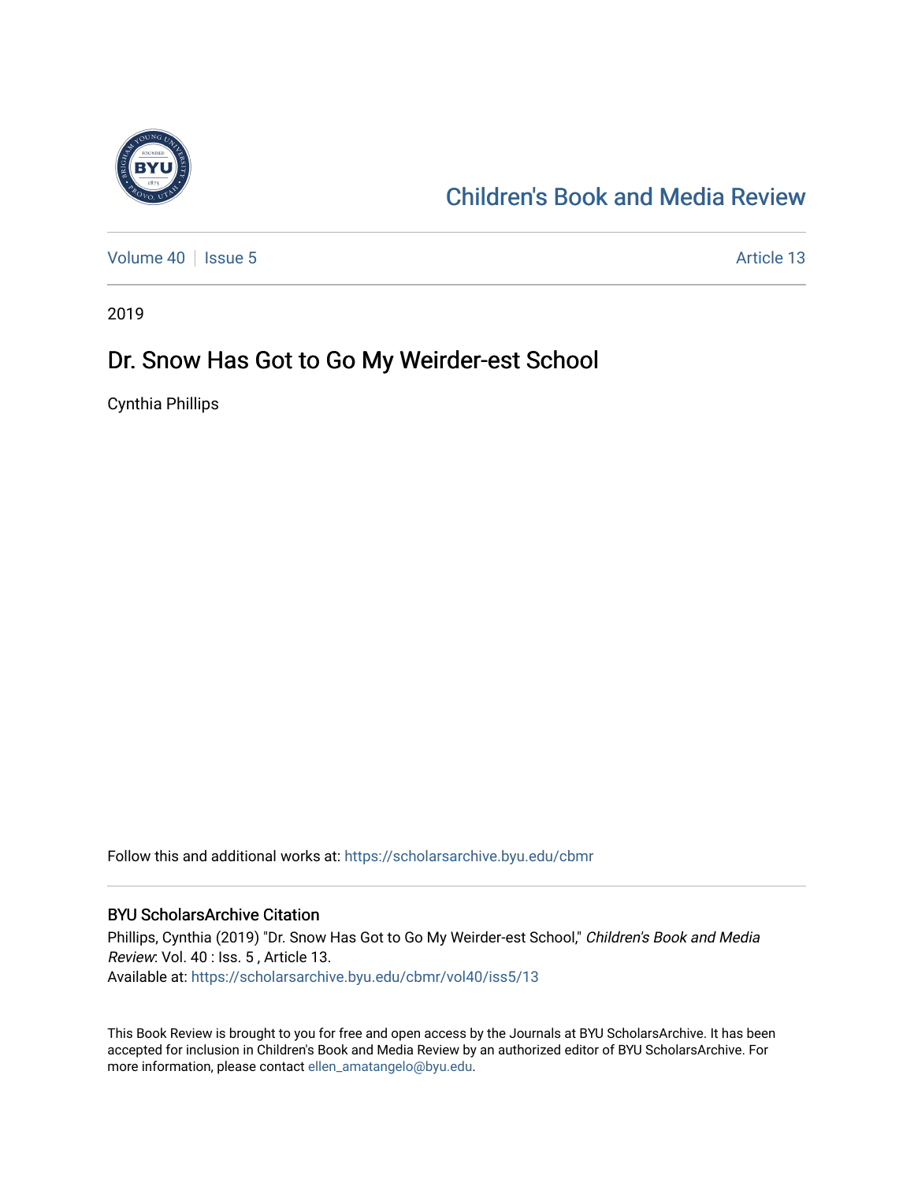# Children's Book and Media Review

Volume 40 | Issue 5 | Article 13

2019

## Dr. Snow Has Got to Go My Weirder-est School

Cynthia Phillips

Follow this and additional works at: https://scholarsarchive.byu.edu/cbmr

### BYU ScholarsArchive Citation

Phillips, Cynthia (2019) "Dr. Snow Has Got to Go My Weirder-est School," *Children's Book and Media Review*: Vol. 40 : Iss. 5 , Article 13.
Available at: https://scholarsarchive.byu.edu/cbmr/vol40/iss5/13

This Book Review is brought to you for free and open access by the Journals at BYU ScholarsArchive. It has been accepted for inclusion in Children's Book and Media Review by an authorized editor of BYU ScholarsArchive. For more information, please contact ellen_amatangelo@byu.edu.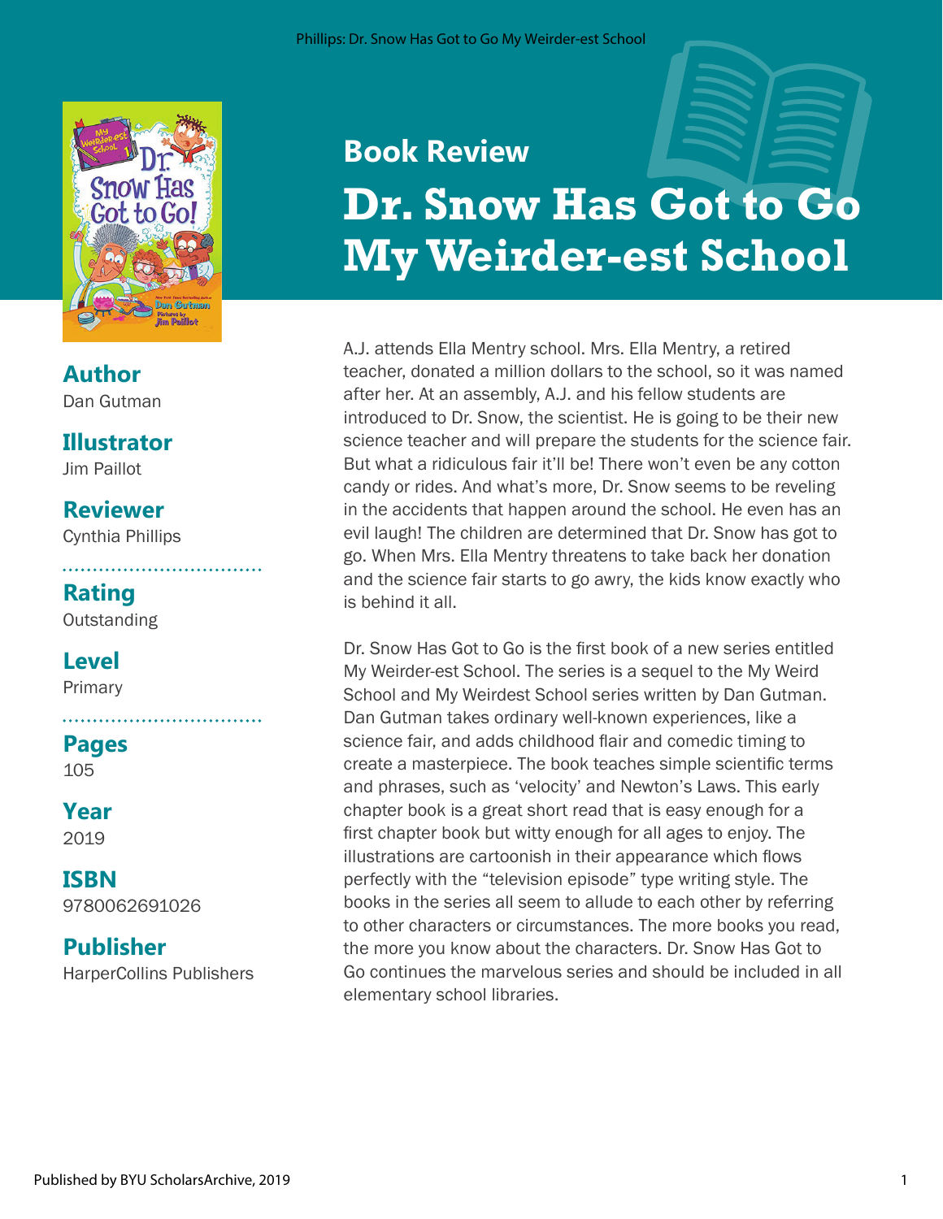## Book Review

# Dr. Snow Has Got to Go My Weirder-est School

**Author**
Dan Gutman

**Illustrator**
Jim Paillot

**Reviewer**
Cynthia Phillips

**Rating**
Outstanding

**Level**
Primary

**Pages**
105

**Year**
2019

**ISBN**
9780062691026

**Publisher**
HarperCollins Publishers

A.J. attends Ella Mentry school. Mrs. Ella Mentry, a retired teacher, donated a million dollars to the school, so it was named after her. At an assembly, A.J. and his fellow students are introduced to Dr. Snow, the scientist. He is going to be their new science teacher and will prepare the students for the science fair. But what a ridiculous fair it'll be! There won't even be any cotton candy or rides. And what's more, Dr. Snow seems to be reveling in the accidents that happen around the school. He even has an evil laugh! The children are determined that Dr. Snow has got to go. When Mrs. Ella Mentry threatens to take back her donation and the science fair starts to go awry, the kids know exactly who is behind it all.

Dr. Snow Has Got to Go is the first book of a new series entitled My Weirder-est School. The series is a sequel to the My Weird School and My Weirdest School series written by Dan Gutman. Dan Gutman takes ordinary well-known experiences, like a science fair, and adds childhood flair and comedic timing to create a masterpiece. The book teaches simple scientific terms and phrases, such as 'velocity' and Newton's Laws. This early chapter book is a great short read that is easy enough for a first chapter book but witty enough for all ages to enjoy. The illustrations are cartoonish in their appearance which flows perfectly with the "television episode" type writing style. The books in the series all seem to allude to each other by referring to other characters or circumstances. The more books you read, the more you know about the characters. Dr. Snow Has Got to Go continues the marvelous series and should be included in all elementary school libraries.